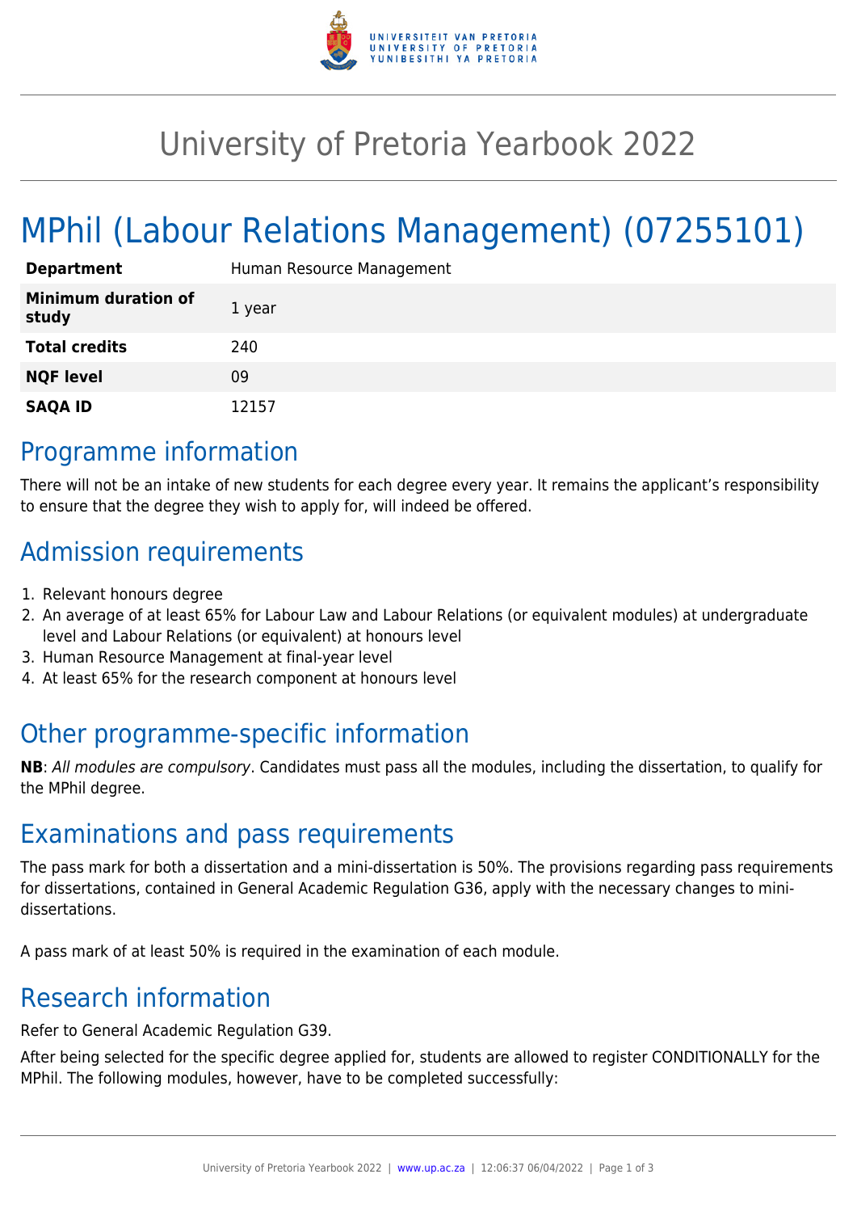# University of Pretoria Yearbook 2022

## MPhil (Labour Relations Management) (07255101)

| **Department** | Human Resource Management |
| --- | --- |
| **Minimum duration of study** | 1 year |
| **Total credits** | 240 |
| **NQF level** | 09 |
| **SAQA ID** | 12157 |

## Programme information

There will not be an intake of new students for each degree every year. It remains the applicant's responsibility to ensure that the degree they wish to apply for, will indeed be offered.

## Admission requirements

1. Relevant honours degree
2. An average of at least 65% for Labour Law and Labour Relations (or equivalent modules) at undergraduate level and Labour Relations (or equivalent) at honours level
3. Human Resource Management at final-year level
4. At least 65% for the research component at honours level

## Other programme-specific information

**NB**: *All modules are compulsory*. Candidates must pass all the modules, including the dissertation, to qualify for the MPhil degree.

## Examinations and pass requirements

The pass mark for both a dissertation and a mini-dissertation is 50%. The provisions regarding pass requirements for dissertations, contained in General Academic Regulation G36, apply with the necessary changes to mini-dissertations.

A pass mark of at least 50% is required in the examination of each module.

## Research information

Refer to General Academic Regulation G39.

After being selected for the specific degree applied for, students are allowed to register CONDITIONALLY for the MPhil. The following modules, however, have to be completed successfully: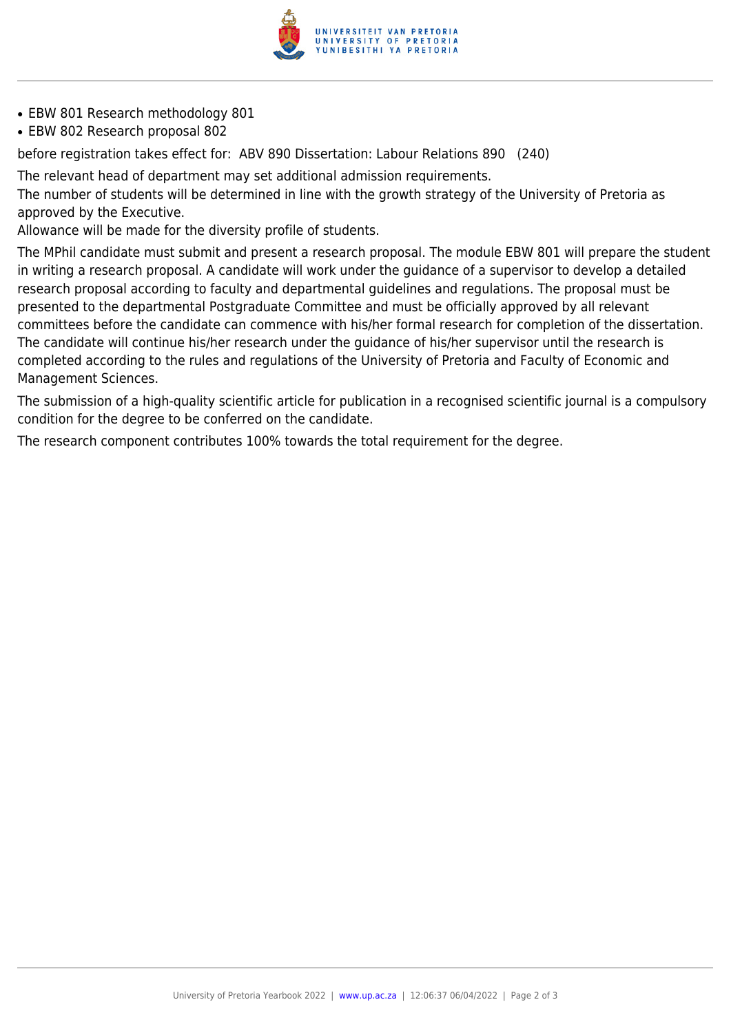- EBW 801 Research methodology 801
- EBW 802 Research proposal 802

before registration takes effect for: ABV 890 Dissertation: Labour Relations 890 (240)

The relevant head of department may set additional admission requirements.

The number of students will be determined in line with the growth strategy of the University of Pretoria as approved by the Executive.

Allowance will be made for the diversity profile of students.

The MPhil candidate must submit and present a research proposal. The module EBW 801 will prepare the student in writing a research proposal. A candidate will work under the guidance of a supervisor to develop a detailed research proposal according to faculty and departmental guidelines and regulations. The proposal must be presented to the departmental Postgraduate Committee and must be officially approved by all relevant committees before the candidate can commence with his/her formal research for completion of the dissertation. The candidate will continue his/her research under the guidance of his/her supervisor until the research is completed according to the rules and regulations of the University of Pretoria and Faculty of Economic and Management Sciences.

The submission of a high-quality scientific article for publication in a recognised scientific journal is a compulsory condition for the degree to be conferred on the candidate.

The research component contributes 100% towards the total requirement for the degree.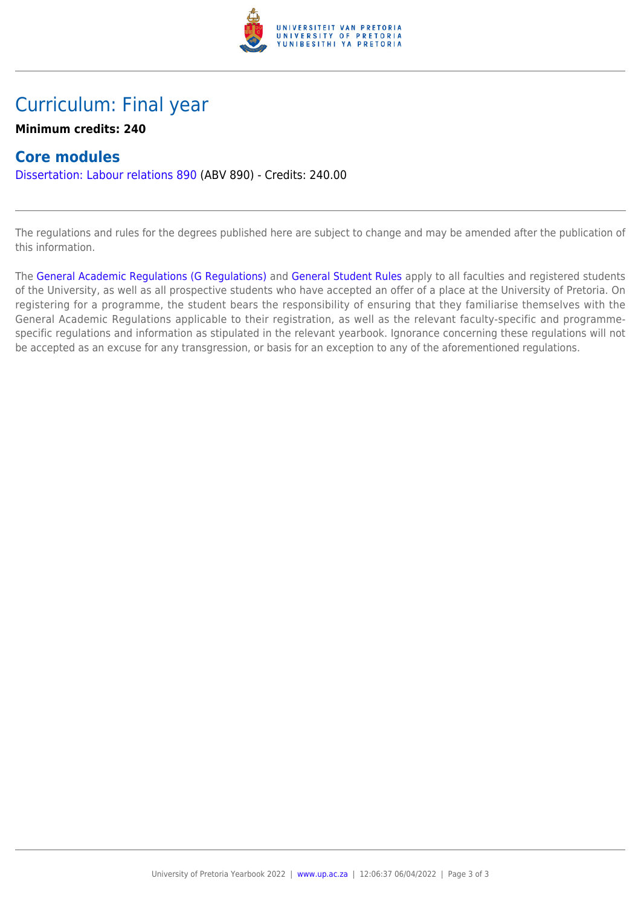# Curriculum: Final year

**Minimum credits: 240**

## Core modules

Dissertation: Labour relations 890 (ABV 890) - Credits: 240.00

The regulations and rules for the degrees published here are subject to change and may be amended after the publication of this information.

The General Academic Regulations (G Regulations) and General Student Rules apply to all faculties and registered students of the University, as well as all prospective students who have accepted an offer of a place at the University of Pretoria. On registering for a programme, the student bears the responsibility of ensuring that they familiarise themselves with the General Academic Regulations applicable to their registration, as well as the relevant faculty-specific and programme-specific regulations and information as stipulated in the relevant yearbook. Ignorance concerning these regulations will not be accepted as an excuse for any transgression, or basis for an exception to any of the aforementioned regulations.